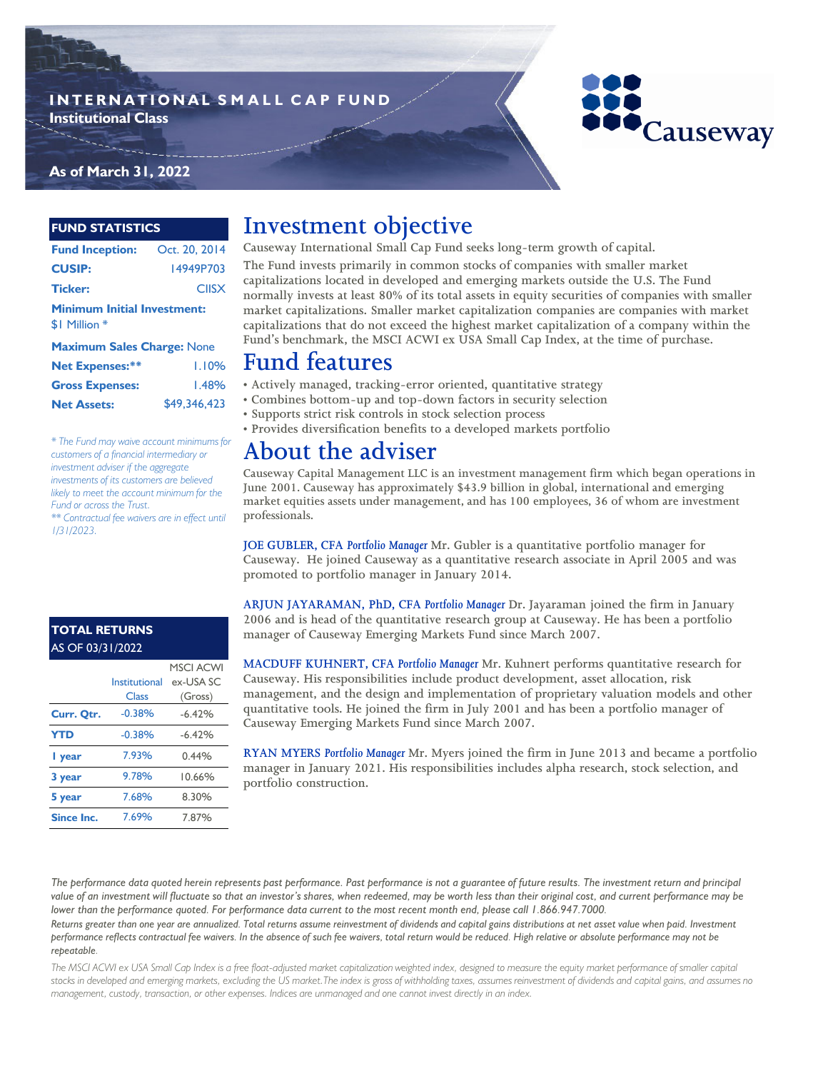# INTERNATIONAL SMALL CAP FUND

**Institutional Class**

**As of March 31, 2022**

Causeway

## FUND STATISTICS

| | |
|---|---|
| **Fund Inception:** | Oct. 20, 2014 |
| **CUSIP:** | 14949P703 |
| **Ticker:** | CIISX |
| **Minimum Initial Investment:** | $1 Million * |
| **Maximum Sales Charge:** | None |
| **Net Expenses:**** | 1.10% |
| **Gross Expenses:** | 1.48% |
| **Net Assets:** | $49,346,423 |

*\* The Fund may waive account minimums for customers of a financial intermediary or investment adviser if the aggregate investments of its customers are believed likely to meet the account minimum for the Fund or across the Trust.*
*\*\* Contractual fee waivers are in effect until 1/31/2023.*

## TOTAL RETURNS
AS OF 03/31/2022

| | Institutional Class | MSCI ACWI ex-USA SC (Gross) |
|---|---|---|
| **Curr. Qtr.** | -0.38% | -6.42% |
| **YTD** | -0.38% | -6.42% |
| **1 year** | 7.93% | 0.44% |
| **3 year** | 9.78% | 10.66% |
| **5 year** | 7.68% | 8.30% |
| **Since Inc.** | 7.69% | 7.87% |

# Investment objective

Causeway International Small Cap Fund seeks long-term growth of capital.

The Fund invests primarily in common stocks of companies with smaller market capitalizations located in developed and emerging markets outside the U.S. The Fund normally invests at least 80% of its total assets in equity securities of companies with smaller market capitalizations. Smaller market capitalization companies are companies with market capitalizations that do not exceed the highest market capitalization of a company within the Fund's benchmark, the MSCI ACWI ex USA Small Cap Index, at the time of purchase.

# Fund features

- Actively managed, tracking-error oriented, quantitative strategy
- Combines bottom-up and top-down factors in security selection
- Supports strict risk controls in stock selection process
- Provides diversification benefits to a developed markets portfolio

# About the adviser

Causeway Capital Management LLC is an investment management firm which began operations in June 2001. Causeway has approximately $43.9 billion in global, international and emerging market equities assets under management, and has 100 employees, 36 of whom are investment professionals.

**JOE GUBLER, CFA** *Portfolio Manager* Mr. Gubler is a quantitative portfolio manager for Causeway. He joined Causeway as a quantitative research associate in April 2005 and was promoted to portfolio manager in January 2014.

**ARJUN JAYARAMAN, PhD, CFA** *Portfolio Manager* Dr. Jayaraman joined the firm in January 2006 and is head of the quantitative research group at Causeway. He has been a portfolio manager of Causeway Emerging Markets Fund since March 2007.

**MACDUFF KUHNERT, CFA** *Portfolio Manager* Mr. Kuhnert performs quantitative research for Causeway. His responsibilities include product development, asset allocation, risk management, and the design and implementation of proprietary valuation models and other quantitative tools. He joined the firm in July 2001 and has been a portfolio manager of Causeway Emerging Markets Fund since March 2007.

**RYAN MYERS** *Portfolio Manager* Mr. Myers joined the firm in June 2013 and became a portfolio manager in January 2021. His responsibilities includes alpha research, stock selection, and portfolio construction.

*The performance data quoted herein represents past performance. Past performance is not a guarantee of future results. The investment return and principal value of an investment will fluctuate so that an investor's shares, when redeemed, may be worth less than their original cost, and current performance may be lower than the performance quoted. For performance data current to the most recent month end, please call 1.866.947.7000.*

*Returns greater than one year are annualized. Total returns assume reinvestment of dividends and capital gains distributions at net asset value when paid. Investment performance reflects contractual fee waivers. In the absence of such fee waivers, total return would be reduced. High relative or absolute performance may not be repeatable.*

*The MSCI ACWI ex USA Small Cap Index is a free float-adjusted market capitalization weighted index, designed to measure the equity market performance of smaller capital stocks in developed and emerging markets, excluding the US market.The index is gross of withholding taxes, assumes reinvestment of dividends and capital gains, and assumes no management, custody, transaction, or other expenses. Indices are unmanaged and one cannot invest directly in an index.*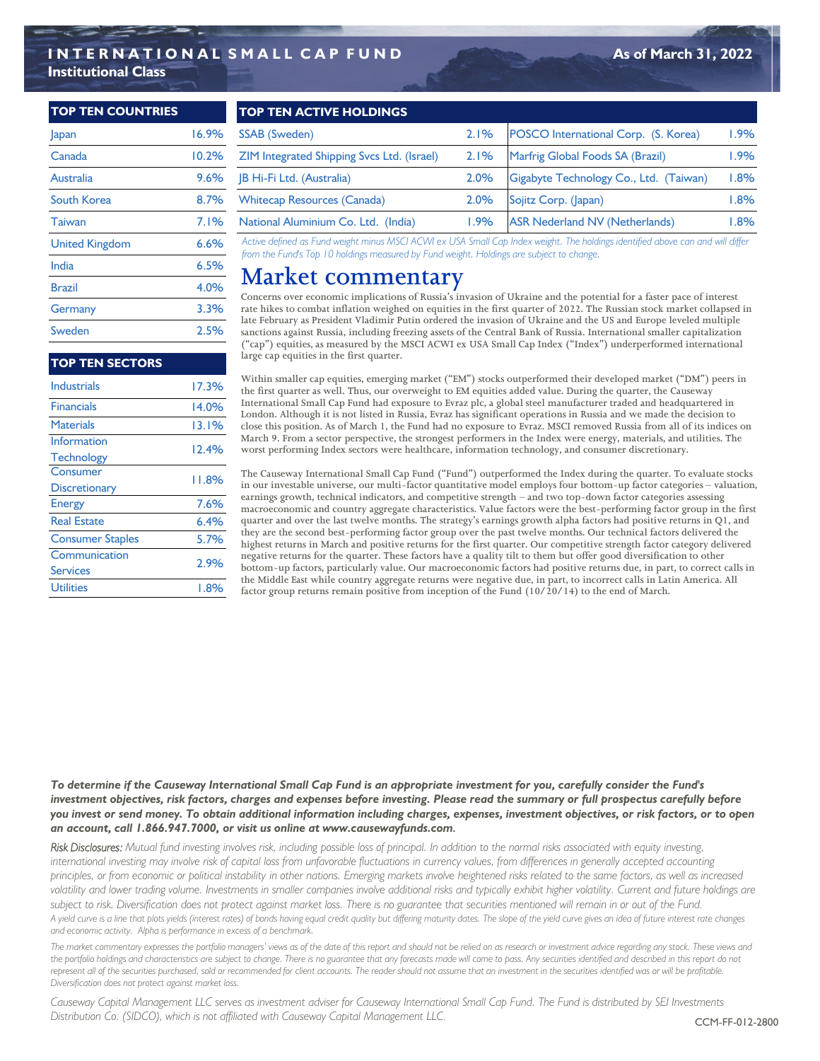# INTERNATIONAL SMALL CAP FUND

**Institutional Class**

**As of March 31, 2022**

## TOP TEN COUNTRIES

| | |
|---|---|
| Japan | 16.9% |
| Canada | 10.2% |
| Australia | 9.6% |
| South Korea | 8.7% |
| Taiwan | 7.1% |
| United Kingdom | 6.6% |
| India | 6.5% |
| Brazil | 4.0% |
| Germany | 3.3% |
| Sweden | 2.5% |

## TOP TEN SECTORS

| | |
|---|---|
| Industrials | 17.3% |
| Financials | 14.0% |
| Materials | 13.1% |
| Information Technology | 12.4% |
| Consumer Discretionary | 11.8% |
| Energy | 7.6% |
| Real Estate | 6.4% |
| Consumer Staples | 5.7% |
| Communication Services | 2.9% |
| Utilities | 1.8% |

## TOP TEN ACTIVE HOLDINGS

| | | | |
|---|---|---|---|
| SSAB (Sweden) | 2.1% | POSCO International Corp. (S. Korea) | 1.9% |
| ZIM Integrated Shipping Svcs Ltd. (Israel) | 2.1% | Marfrig Global Foods SA (Brazil) | 1.9% |
| JB Hi-Fi Ltd. (Australia) | 2.0% | Gigabyte Technology Co., Ltd. (Taiwan) | 1.8% |
| Whitecap Resources (Canada) | 2.0% | Sojitz Corp. (Japan) | 1.8% |
| National Aluminium Co. Ltd. (India) | 1.9% | ASR Nederland NV (Netherlands) | 1.8% |

*Active defined as Fund weight minus MSCI ACWI ex USA Small Cap Index weight. The holdings identified above can and will differ from the Fund's Top 10 holdings measured by Fund weight. Holdings are subject to change.*

# Market commentary

Concerns over economic implications of Russia's invasion of Ukraine and the potential for a faster pace of interest rate hikes to combat inflation weighed on equities in the first quarter of 2022. The Russian stock market collapsed in late February as President Vladimir Putin ordered the invasion of Ukraine and the US and Europe leveled multiple sanctions against Russia, including freezing assets of the Central Bank of Russia. International smaller capitalization ("cap") equities, as measured by the MSCI ACWI ex USA Small Cap Index ("Index") underperformed international large cap equities in the first quarter.

Within smaller cap equities, emerging market ("EM") stocks outperformed their developed market ("DM") peers in the first quarter as well. Thus, our overweight to EM equities added value. During the quarter, the Causeway International Small Cap Fund had exposure to Evraz plc, a global steel manufacturer traded and headquartered in London. Although it is not listed in Russia, Evraz has significant operations in Russia and we made the decision to close this position. As of March 1, the Fund had no exposure to Evraz. MSCI removed Russia from all of its indices on March 9. From a sector perspective, the strongest performers in the Index were energy, materials, and utilities. The worst performing Index sectors were healthcare, information technology, and consumer discretionary.

The Causeway International Small Cap Fund ("Fund") outperformed the Index during the quarter. To evaluate stocks in our investable universe, our multi-factor quantitative model employs four bottom-up factor categories – valuation, earnings growth, technical indicators, and competitive strength – and two top-down factor categories assessing macroeconomic and country aggregate characteristics. Value factors were the best-performing factor group in the first quarter and over the last twelve months. The strategy's earnings growth alpha factors had positive returns in Q1, and they are the second best-performing factor group over the past twelve months. Our technical factors delivered the highest returns in March and positive returns for the first quarter. Our competitive strength factor category delivered negative returns for the quarter. These factors have a quality tilt to them but offer good diversification to other bottom-up factors, particularly value. Our macroeconomic factors had positive returns due, in part, to correct calls in the Middle East while country aggregate returns were negative due, in part, to incorrect calls in Latin America. All factor group returns remain positive from inception of the Fund (10/20/14) to the end of March.

***To determine if the Causeway International Small Cap Fund is an appropriate investment for you, carefully consider the Fund's investment objectives, risk factors, charges and expenses before investing. Please read the summary or full prospectus carefully before you invest or send money. To obtain additional information including charges, expenses, investment objectives, or risk factors, or to open an account, call 1.866.947.7000, or visit us online at www.causewayfunds.com.***

*Risk Disclosures: Mutual fund investing involves risk, including possible loss of principal. In addition to the normal risks associated with equity investing, international investing may involve risk of capital loss from unfavorable fluctuations in currency values, from differences in generally accepted accounting principles, or from economic or political instability in other nations. Emerging markets involve heightened risks related to the same factors, as well as increased volatility and lower trading volume. Investments in smaller companies involve additional risks and typically exhibit higher volatility. Current and future holdings are subject to risk. Diversification does not protect against market loss. There is no guarantee that securities mentioned will remain in or out of the Fund.*

*A yield curve is a line that plots yields (interest rates) of bonds having equal credit quality but differing maturity dates. The slope of the yield curve gives an idea of future interest rate changes and economic activity. Alpha is performance in excess of a benchmark.*

*The market commentary expresses the portfolio managers' views as of the date of this report and should not be relied on as research or investment advice regarding any stock. These views and the portfolio holdings and characteristics are subject to change. There is no guarantee that any forecasts made will come to pass. Any securities identified and described in this report do not represent all of the securities purchased, sold or recommended for client accounts. The reader should not assume that an investment in the securities identified was or will be profitable. Diversification does not protect against market loss.*

*Causeway Capital Management LLC serves as investment adviser for Causeway International Small Cap Fund. The Fund is distributed by SEI Investments Distribution Co. (SIDCO), which is not affiliated with Causeway Capital Management LLC.*

CCM-FF-012-2800